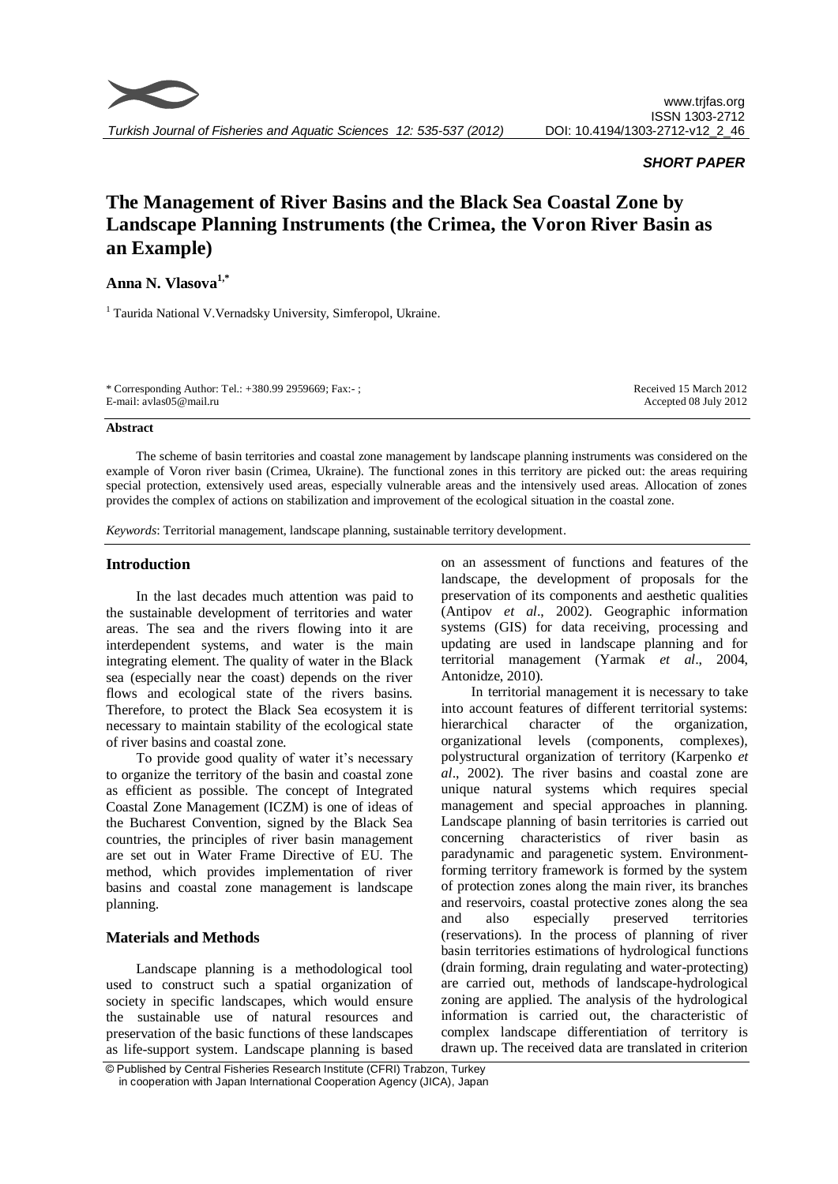*SHORT PAPER*

# The Management of River Basins and the Black Sea Coastal Zone by Landscape Planning Instruments (the Crimea, the Voron River Basin as an Example)

**Anna N. Vlasova[1,*]**

[1] Taurida National V.Vernadsky University, Simferopol, Ukraine.

\* Corresponding Author: Tel.: +380.99 2959669; Fax:- ;
E-mail: avlas05@mail.ru

Received 15 March 2012
Accepted 08 July 2012

#### Abstract

The scheme of basin territories and coastal zone management by landscape planning instruments was considered on the example of Voron river basin (Crimea, Ukraine). The functional zones in this territory are picked out: the areas requiring special protection, extensively used areas, especially vulnerable areas and the intensively used areas. Allocation of zones provides the complex of actions on stabilization and improvement of the ecological situation in the coastal zone.

*Keywords*: Territorial management, landscape planning, sustainable territory development.

## Introduction

In the last decades much attention was paid to the sustainable development of territories and water areas. The sea and the rivers flowing into it are interdependent systems, and water is the main integrating element. The quality of water in the Black sea (especially near the coast) depends on the river flows and ecological state of the rivers basins. Therefore, to protect the Black Sea ecosystem it is necessary to maintain stability of the ecological state of river basins and coastal zone.

To provide good quality of water it's necessary to organize the territory of the basin and coastal zone as efficient as possible. The concept of Integrated Coastal Zone Management (ICZM) is one of ideas of the Bucharest Convention, signed by the Black Sea countries, the principles of river basin management are set out in Water Frame Directive of EU. The method, which provides implementation of river basins and coastal zone management is landscape planning.

## Materials and Methods

Landscape planning is a methodological tool used to construct such a spatial organization of society in specific landscapes, which would ensure the sustainable use of natural resources and preservation of the basic functions of these landscapes as life-support system. Landscape planning is based on an assessment of functions and features of the landscape, the development of proposals for the preservation of its components and aesthetic qualities (Antipov *et al*., 2002). Geographic information systems (GIS) for data receiving, processing and updating are used in landscape planning and for territorial management (Yarmak *et al*., 2004, Antonidze, 2010).

In territorial management it is necessary to take into account features of different territorial systems: hierarchical character of the organization, organizational levels (components, complexes), polystructural organization of territory (Karpenko *et al*., 2002). The river basins and coastal zone are unique natural systems which requires special management and special approaches in planning. Landscape planning of basin territories is carried out concerning characteristics of river basin as paradynamic and paragenetic system. Environment-forming territory framework is formed by the system of protection zones along the main river, its branches and reservoirs, coastal protective zones along the sea and also especially preserved territories (reservations). In the process of planning of river basin territories estimations of hydrological functions (drain forming, drain regulating and water-protecting) are carried out, methods of landscape-hydrological zoning are applied. The analysis of the hydrological information is carried out, the characteristic of complex landscape differentiation of territory is drawn up. The received data are translated in criterion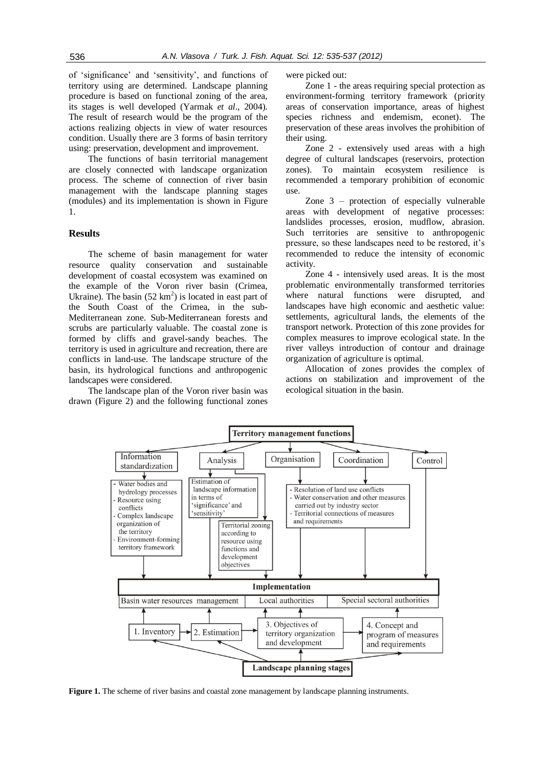of 'significance' and 'sensitivity', and functions of territory using are determined. Landscape planning procedure is based on functional zoning of the area, its stages is well developed (Yarmak *et al*., 2004). The result of research would be the program of the actions realizing objects in view of water resources condition. Usually there are 3 forms of basin territory using: preservation, development and improvement.

The functions of basin territorial management are closely connected with landscape organization process. The scheme of connection of river basin management with the landscape planning stages (modules) and its implementation is shown in Figure 1.

## Results

The scheme of basin management for water resource quality conservation and sustainable development of coastal ecosystem was examined on the example of the Voron river basin (Crimea, Ukraine). The basin (52 km$^2$) is located in east part of the South Coast of the Crimea, in the sub-Mediterranean zone. Sub-Mediterranean forests and scrubs are particularly valuable. The coastal zone is formed by cliffs and gravel-sandy beaches. The territory is used in agriculture and recreation, there are conflicts in land-use. The landscape structure of the basin, its hydrological functions and anthropogenic landscapes were considered.

The landscape plan of the Voron river basin was drawn (Figure 2) and the following functional zones were picked out:

Zone 1 - the areas requiring special protection as environment-forming territory framework (priority areas of conservation importance, areas of highest species richness and endemism, econet). The preservation of these areas involves the prohibition of their using.

Zone 2 - extensively used areas with a high degree of cultural landscapes (reservoirs, protection zones). To maintain ecosystem resilience is recommended a temporary prohibition of economic use.

Zone 3 – protection of especially vulnerable areas with development of negative processes: landslides processes, erosion, mudflow, abrasion. Such territories are sensitive to anthropogenic pressure, so these landscapes need to be restored, it's recommended to reduce the intensity of economic activity.

Zone 4 - intensively used areas. It is the most problematic environmentally transformed territories where natural functions were disrupted, and landscapes have high economic and aesthetic value: settlements, agricultural lands, the elements of the transport network. Protection of this zone provides for complex measures to improve ecological state. In the river valleys introduction of contour and drainage organization of agriculture is optimal.

Allocation of zones provides the complex of actions on stabilization and improvement of the ecological situation in the basin.

**Territory management functions**

- Information standardization
  - Water bodies and hydrology processes
  - Resource using conflicts
  - Complex landscape organization of the territory
  - Environment-forming territory framework
- Analysis
  - Estimation of landscape information in terms of 'significance' and 'sensitivity'
  - Territorial zoning according to resource using functions and development objectives
- Organisation
- Coordination
  - Resolution of land use conflicts
  - Water conservation and other measures carried out by industry sector
  - Territorial connections of measures and requirements
- Control

**Implementation**

Basin water resources management | Local authorities | Special sectoral authorities

1. Inventory → 2. Estimation → 3. Objectives of territory organization and development → 4. Concept and program of measures and requirements

**Landscape planning stages**

**Figure 1.** The scheme of river basins and coastal zone management by landscape planning instruments.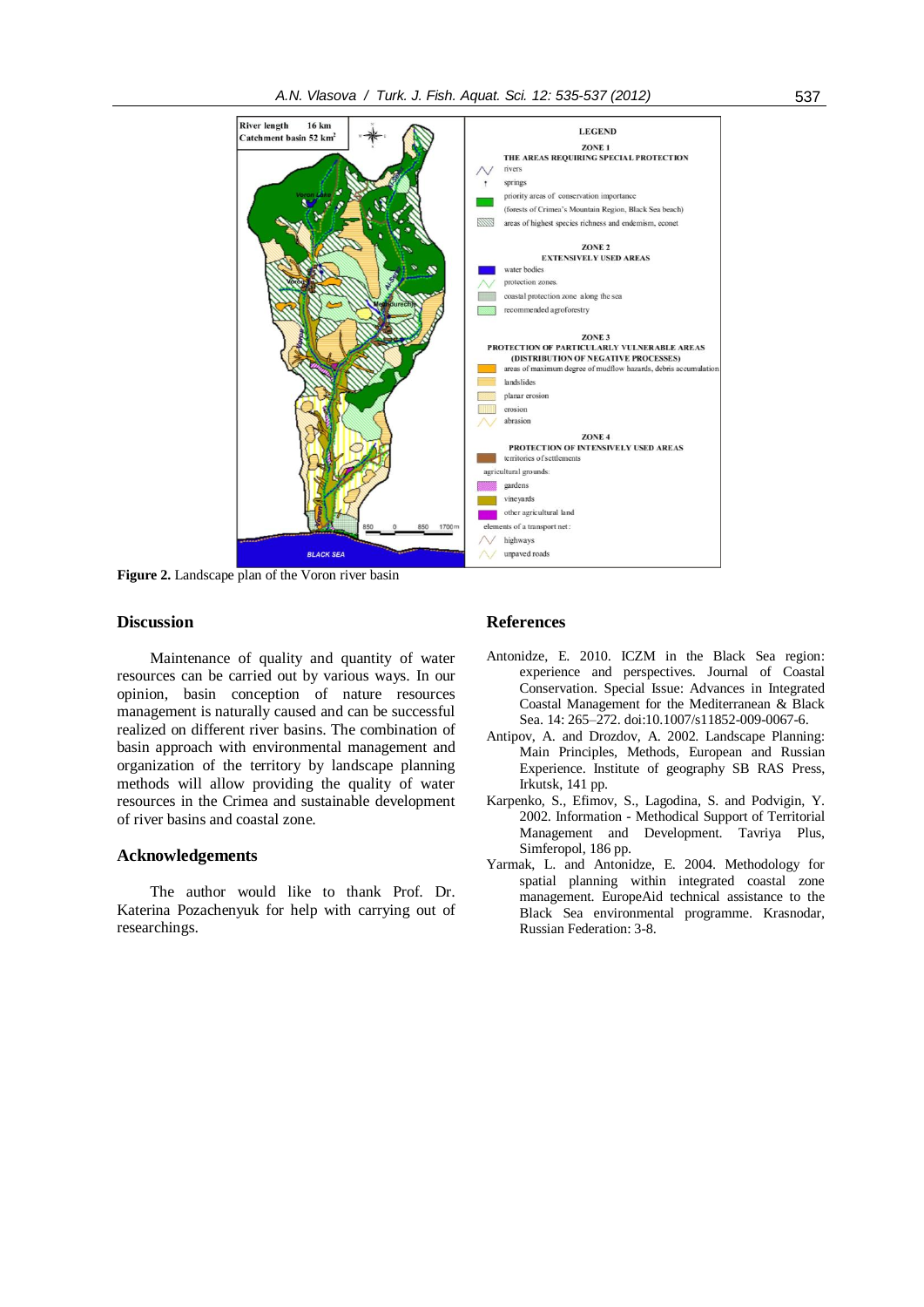River length 16 km
Catchment basin 52 km$^2$

LEGEND

ZONE 1
THE AREAS REQUIRING SPECIAL PROTECTION
rivers
springs
priority areas of conservation importance
(forests of Crimea's Mountain Region, Black Sea beach)
areas of highest species richness and endemism, econet

ZONE 2
EXTENSIVELY USED AREAS
water bodies
protection zones
coastal protection zone along the sea
recommended agroforestry

ZONE 3
PROTECTION OF PARTICULARLY VULNERABLE AREAS
(DISTRIBUTION OF NEGATIVE PROCESSES)
areas of maximum degree of mudflow hazards, debris accumulation
landslides
planar erosion
erosion
abrasion

ZONE 4
PROTECTION OF INTENSIVELY USED AREAS
territories of settlements
agricultural grounds:
gardens
vineyards
other agricultural land
elements of a transport net:
highways
unpaved roads

850 0 850 1700m
BLACK SEA

**Figure 2.** Landscape plan of the Voron river basin

## Discussion

Maintenance of quality and quantity of water resources can be carried out by various ways. In our opinion, basin conception of nature resources management is naturally caused and can be successful realized on different river basins. The combination of basin approach with environmental management and organization of the territory by landscape planning methods will allow providing the quality of water resources in the Crimea and sustainable development of river basins and coastal zone.

## Acknowledgements

The author would like to thank Prof. Dr. Katerina Pozachenyuk for help with carrying out of researchings.

## References

Antonidze, E. 2010. ICZM in the Black Sea region: experience and perspectives. Journal of Coastal Conservation. Special Issue: Advances in Integrated Coastal Management for the Mediterranean & Black Sea. 14: 265–272. doi:10.1007/s11852-009-0067-6.

Antipov, A. and Drozdov, A. 2002. Landscape Planning: Main Principles, Methods, European and Russian Experience. Institute of geography SB RAS Press, Irkutsk, 141 pp.

Karpenko, S., Efimov, S., Lagodina, S. and Podvigin, Y. 2002. Information - Methodical Support of Territorial Management and Development. Tavriya Plus, Simferopol, 186 pp.

Yarmak, L. and Antonidze, E. 2004. Methodology for spatial planning within integrated coastal zone management. EuropeAid technical assistance to the Black Sea environmental programme. Krasnodar, Russian Federation: 3-8.